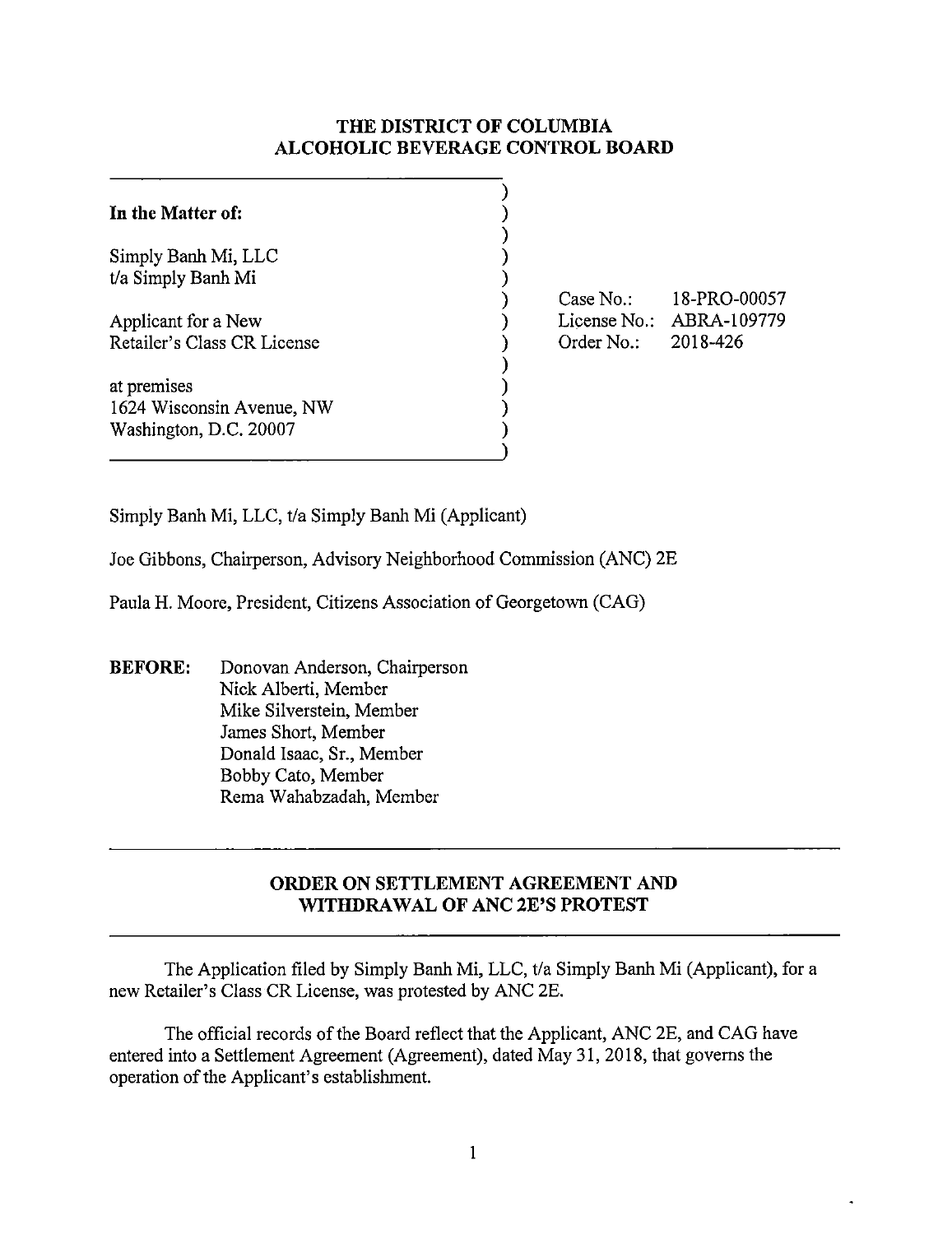# THE DISTRICT OF COLUMBIA ALCOHOLIC BEVERAGE CONTROL BOARD

| | |
|---|---|
| **In the Matter of:**<br><br>Simply Banh Mi, LLC<br>t/a Simply Banh Mi<br><br>Applicant for a New<br>Retailer's Class CR License<br><br>at premises<br>1624 Wisconsin Avenue, NW<br>Washington, D.C. 20007 | Case No.: 18-PRO-00057<br>License No.: ABRA-109779<br>Order No.: 2018-426 |

Simply Banh Mi, LLC, t/a Simply Banh Mi (Applicant)

Joe Gibbons, Chairperson, Advisory Neighborhood Commission (ANC) 2E

Paula H. Moore, President, Citizens Association of Georgetown (CAG)

**BEFORE:** Donovan Anderson, Chairperson
Nick Alberti, Member
Mike Silverstein, Member
James Short, Member
Donald Isaac, Sr., Member
Bobby Cato, Member
Rema Wahabzadah, Member

## ORDER ON SETTLEMENT AGREEMENT AND WITHDRAWAL OF ANC 2E'S PROTEST

The Application filed by Simply Banh Mi, LLC, t/a Simply Banh Mi (Applicant), for a new Retailer's Class CR License, was protested by ANC 2E.

The official records of the Board reflect that the Applicant, ANC 2E, and CAG have entered into a Settlement Agreement (Agreement), dated May 31, 2018, that governs the operation of the Applicant's establishment.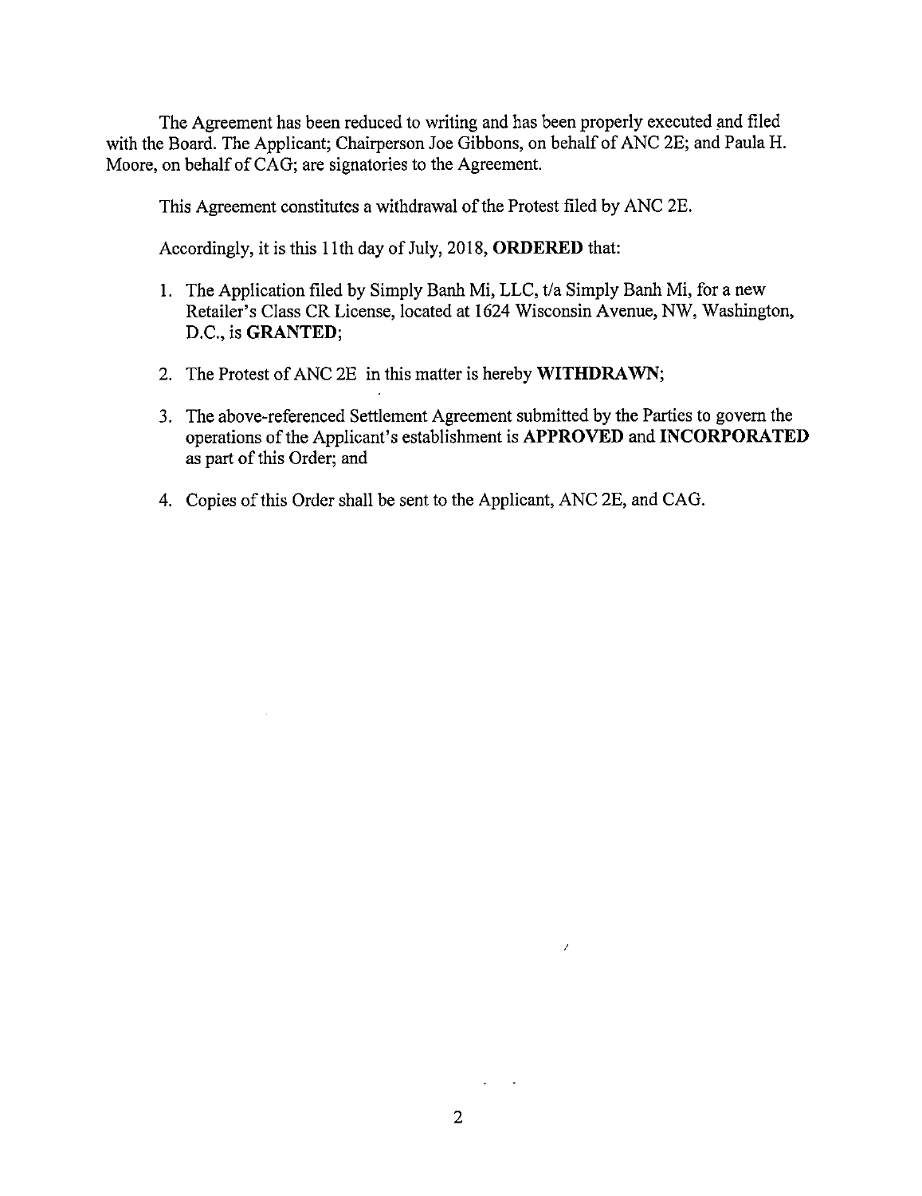The Agreement has been reduced to writing and has been properly executed and filed with the Board. The Applicant; Chairperson Joe Gibbons, on behalf of ANC 2E; and Paula H. Moore, on behalf of CAG; are signatories to the Agreement.

This Agreement constitutes a withdrawal of the Protest filed by ANC 2E.

Accordingly, it is this 11th day of July, 2018, **ORDERED** that:

1. The Application filed by Simply Banh Mi, LLC, t/a Simply Banh Mi, for a new Retailer's Class CR License, located at 1624 Wisconsin Avenue, NW, Washington, D.C., is **GRANTED**;

2. The Protest of ANC 2E in this matter is hereby **WITHDRAWN**;

3. The above-referenced Settlement Agreement submitted by the Parties to govern the operations of the Applicant's establishment is **APPROVED** and **INCORPORATED** as part of this Order; and

4. Copies of this Order shall be sent to the Applicant, ANC 2E, and CAG.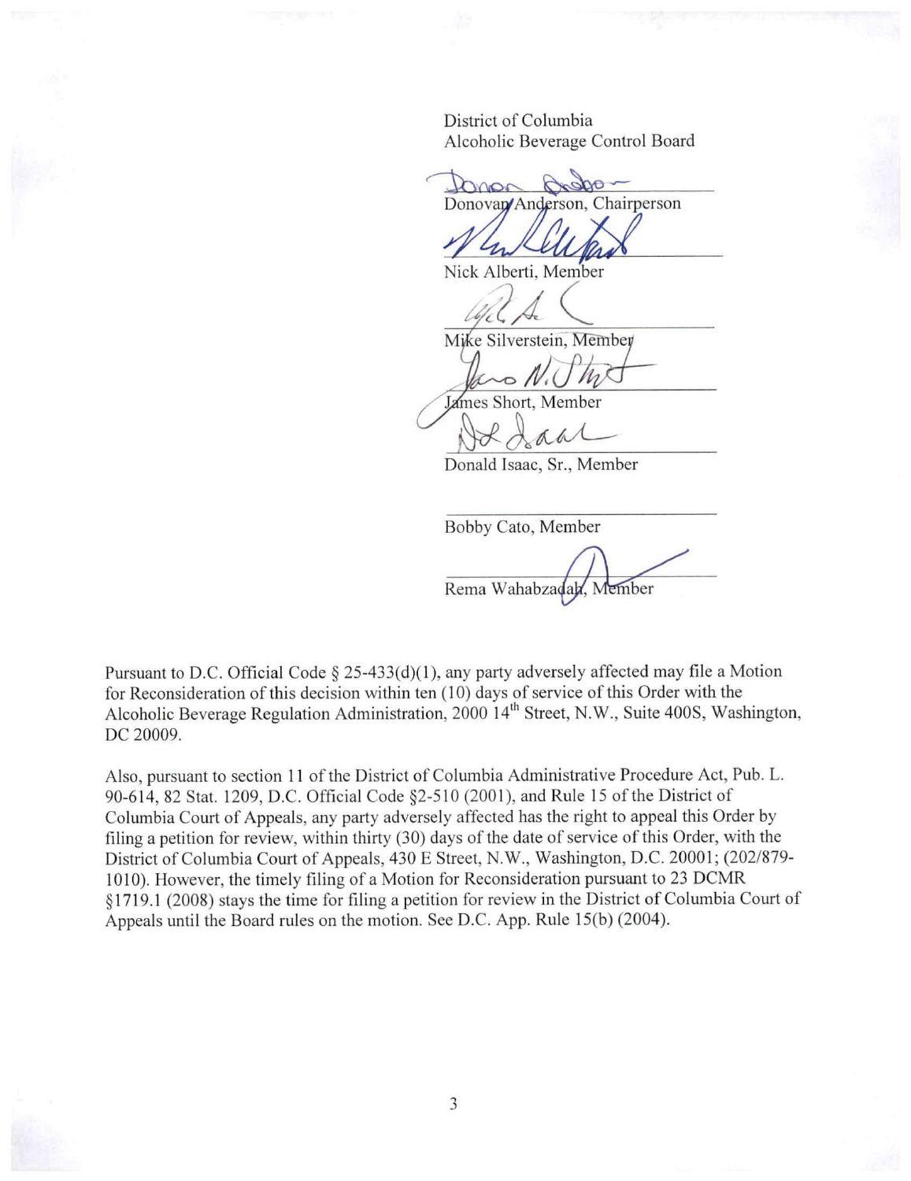District of Columbia
Alcoholic Beverage Control Board

Donovan Anderson, Chairperson

Nick Alberti, Member

Mike Silverstein, Member

James Short, Member

Donald Isaac, Sr., Member

Bobby Cato, Member

Rema Wahabzadah, Member

Pursuant to D.C. Official Code § 25-433(d)(1), any party adversely affected may file a Motion for Reconsideration of this decision within ten (10) days of service of this Order with the Alcoholic Beverage Regulation Administration, 2000 14th Street, N.W., Suite 400S, Washington, DC 20009.

Also, pursuant to section 11 of the District of Columbia Administrative Procedure Act, Pub. L. 90-614, 82 Stat. 1209, D.C. Official Code §2-510 (2001), and Rule 15 of the District of Columbia Court of Appeals, any party adversely affected has the right to appeal this Order by filing a petition for review, within thirty (30) days of the date of service of this Order, with the District of Columbia Court of Appeals, 430 E Street, N.W., Washington, D.C. 20001; (202/879-1010). However, the timely filing of a Motion for Reconsideration pursuant to 23 DCMR §1719.1 (2008) stays the time for filing a petition for review in the District of Columbia Court of Appeals until the Board rules on the motion. See D.C. App. Rule 15(b) (2004).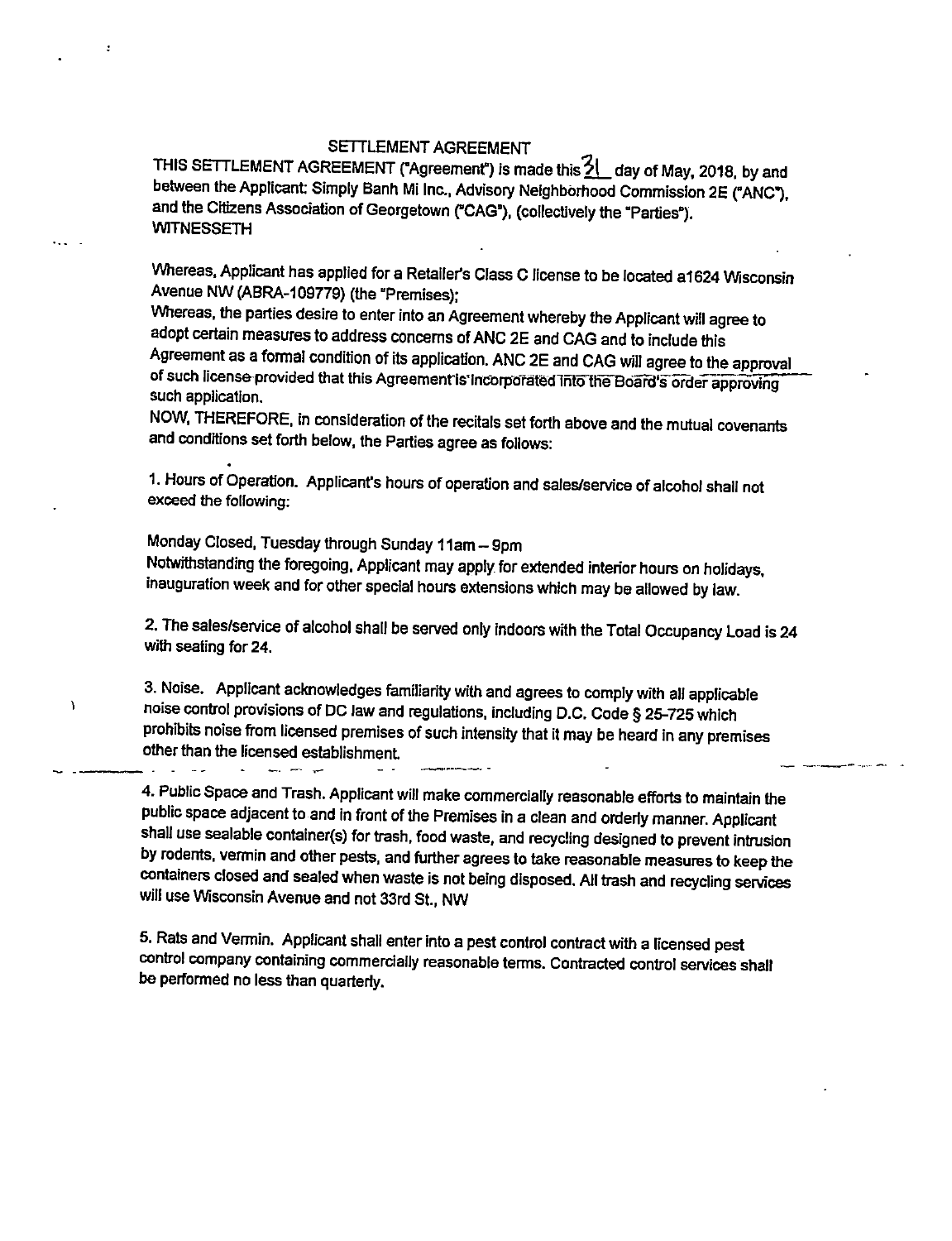# SETTLEMENT AGREEMENT

THIS SETTLEMENT AGREEMENT ("Agreement") is made this 31 day of May, 2018, by and between the Applicant: Simply Banh Mi Inc., Advisory Neighborhood Commission 2E ("ANC"), and the Citizens Association of Georgetown ("CAG"), (collectively the "Parties").

WITNESSETH

Whereas, Applicant has applied for a Retailer's Class C license to be located a1624 Wisconsin Avenue NW (ABRA-109779) (the "Premises);

Whereas, the parties desire to enter into an Agreement whereby the Applicant will agree to adopt certain measures to address concerns of ANC 2E and CAG and to include this Agreement as a formal condition of its application. ANC 2E and CAG will agree to the approval of such license provided that this Agreement is incorporated into the Board's order approving such application.

NOW, THEREFORE, in consideration of the recitals set forth above and the mutual covenants and conditions set forth below, the Parties agree as follows:

1. Hours of Operation. Applicant's hours of operation and sales/service of alcohol shall not exceed the following:

Monday Closed, Tuesday through Sunday 11am – 9pm

Notwithstanding the foregoing, Applicant may apply for extended interior hours on holidays, inauguration week and for other special hours extensions which may be allowed by law.

2. The sales/service of alcohol shall be served only indoors with the Total Occupancy Load is 24 with seating for 24.

3. Noise. Applicant acknowledges familiarity with and agrees to comply with all applicable noise control provisions of DC law and regulations, including D.C. Code § 25-725 which prohibits noise from licensed premises of such intensity that it may be heard in any premises other than the licensed establishment.

4. Public Space and Trash. Applicant will make commercially reasonable efforts to maintain the public space adjacent to and in front of the Premises in a clean and orderly manner. Applicant shall use sealable container(s) for trash, food waste, and recycling designed to prevent intrusion by rodents, vermin and other pests, and further agrees to take reasonable measures to keep the containers closed and sealed when waste is not being disposed. All trash and recycling services will use Wisconsin Avenue and not 33rd St., NW

5. Rats and Vermin. Applicant shall enter into a pest control contract with a licensed pest control company containing commercially reasonable terms. Contracted control services shall be performed no less than quarterly.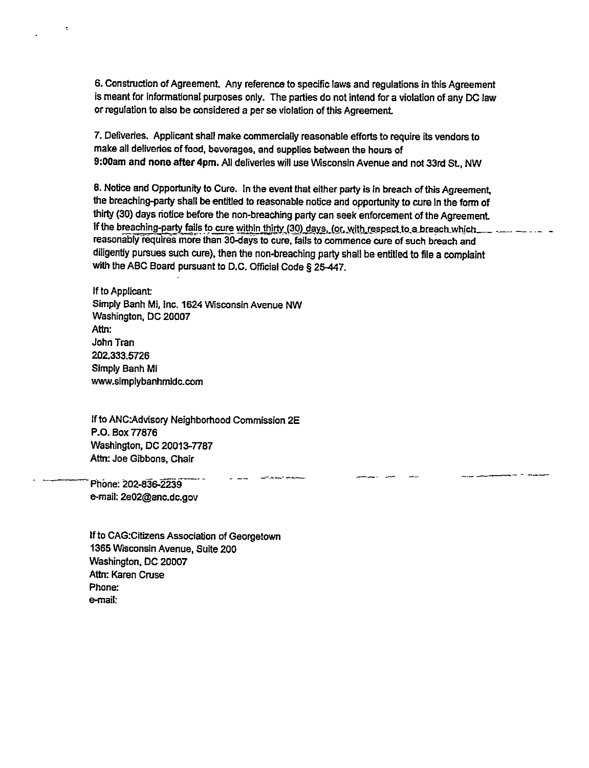6. Construction of Agreement. Any reference to specific laws and regulations in this Agreement is meant for informational purposes only. The parties do not intend for a violation of any DC law or regulation to also be considered a per se violation of this Agreement.

7. Deliveries. Applicant shall make commercially reasonable efforts to require its vendors to make all deliveries of food, beverages, and supplies between the hours of **9:00am and none after 4pm.** All deliveries will use Wisconsin Avenue and not 33rd St., NW

8. Notice and Opportunity to Cure. In the event that either party is in breach of this Agreement, the breaching-party shall be entitled to reasonable notice and opportunity to cure in the form of thirty (30) days notice before the non-breaching party can seek enforcement of the Agreement. If the breaching-party fails to cure within thirty (30) days, (or, with respect to a breach which reasonably requires more than 30-days to cure, fails to commence cure of such breach and diligently pursues such cure), then the non-breaching party shall be entitled to file a complaint with the ABC Board pursuant to D.C. Official Code § 25-447.

If to Applicant:
Simply Banh Mi, Inc. 1624 Wisconsin Avenue NW
Washington, DC 20007
Attn:
John Tran
202.333.5726
Simply Banh Mi
www.simplybanhmidc.com

If to ANC:Advisory Neighborhood Commission 2E
P.O. Box 77876
Washington, DC 20013-7787
Attn: Joe Gibbons, Chair
Phone: 202-836-2239
e-mail: 2e02@anc.dc.gov

If to CAG:Citizens Association of Georgetown
1365 Wisconsin Avenue, Suite 200
Washington, DC 20007
Attn: Karen Cruse
Phone:
e-mail: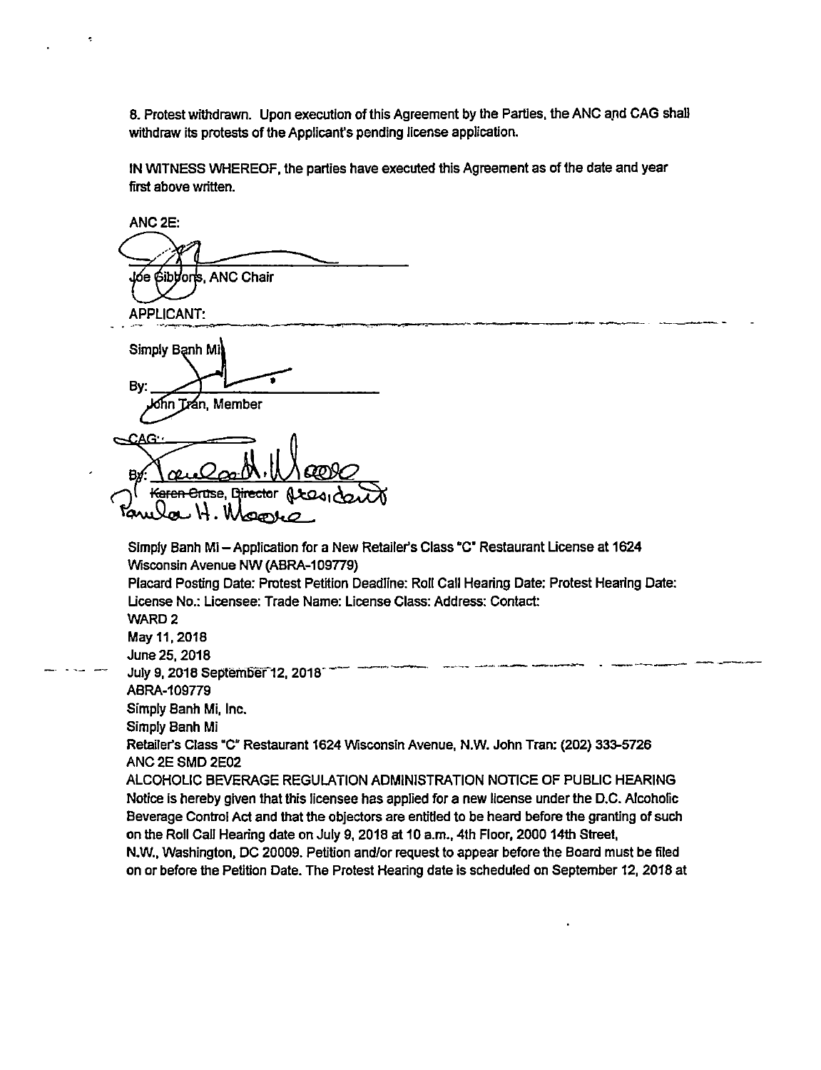8. Protest withdrawn. Upon execution of this Agreement by the Parties, the ANC and CAG shall withdraw its protests of the Applicant's pending license application.

IN WITNESS WHEREOF, the parties have executed this Agreement as of the date and year first above written.

ANC 2E:

Joe Gibbons, ANC Chair

APPLICANT:

Simply Banh Mi

By: ______________________

John Tran, Member

CAG:

By: ______________________

~~Karen Cruse, Director~~ President

Pamela H. Moore

Simply Banh Mi – Application for a New Retailer's Class "C" Restaurant License at 1624 Wisconsin Avenue NW (ABRA-109779)

Placard Posting Date: Protest Petition Deadline: Roll Call Hearing Date: Protest Hearing Date: License No.: Licensee: Trade Name: License Class: Address: Contact:

WARD 2

May 11, 2018

June 25, 2018

July 9, 2018 September 12, 2018

ABRA-109779

Simply Banh Mi, Inc.

Simply Banh Mi

Retailer's Class "C" Restaurant 1624 Wisconsin Avenue, N.W. John Tran: (202) 333-5726

ANC 2E SMD 2E02

ALCOHOLIC BEVERAGE REGULATION ADMINISTRATION NOTICE OF PUBLIC HEARING

Notice is hereby given that this licensee has applied for a new license under the D.C. Alcoholic Beverage Control Act and that the objectors are entitled to be heard before the granting of such on the Roll Call Hearing date on July 9, 2018 at 10 a.m., 4th Floor, 2000 14th Street, N.W., Washington, DC 20009. Petition and/or request to appear before the Board must be filed on or before the Petition Date. The Protest Hearing date is scheduled on September 12, 2018 at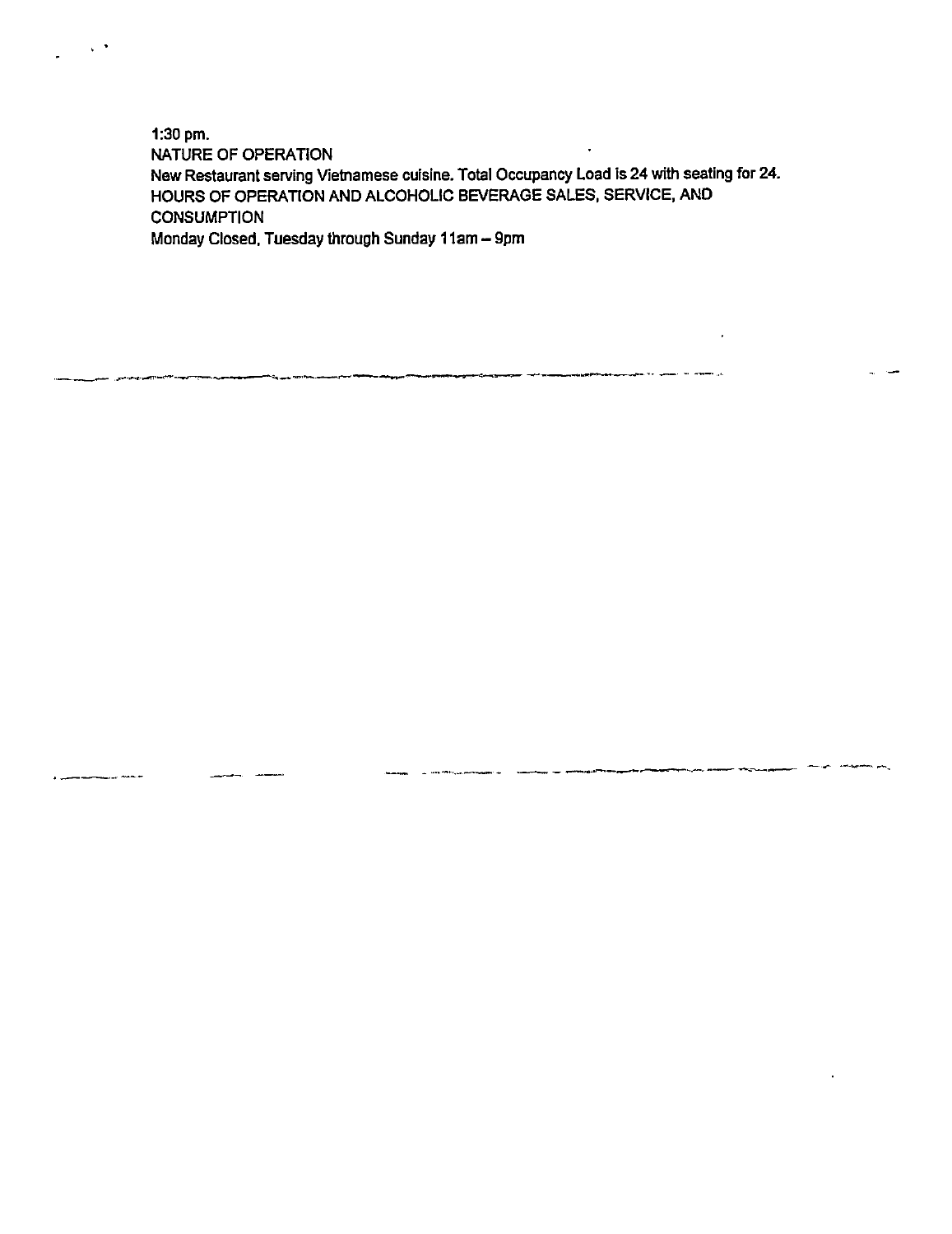1:30 pm.

NATURE OF OPERATION

New Restaurant serving Vietnamese cuisine. Total Occupancy Load is 24 with seating for 24.

HOURS OF OPERATION AND ALCOHOLIC BEVERAGE SALES, SERVICE, AND CONSUMPTION

Monday Closed, Tuesday through Sunday 11am – 9pm